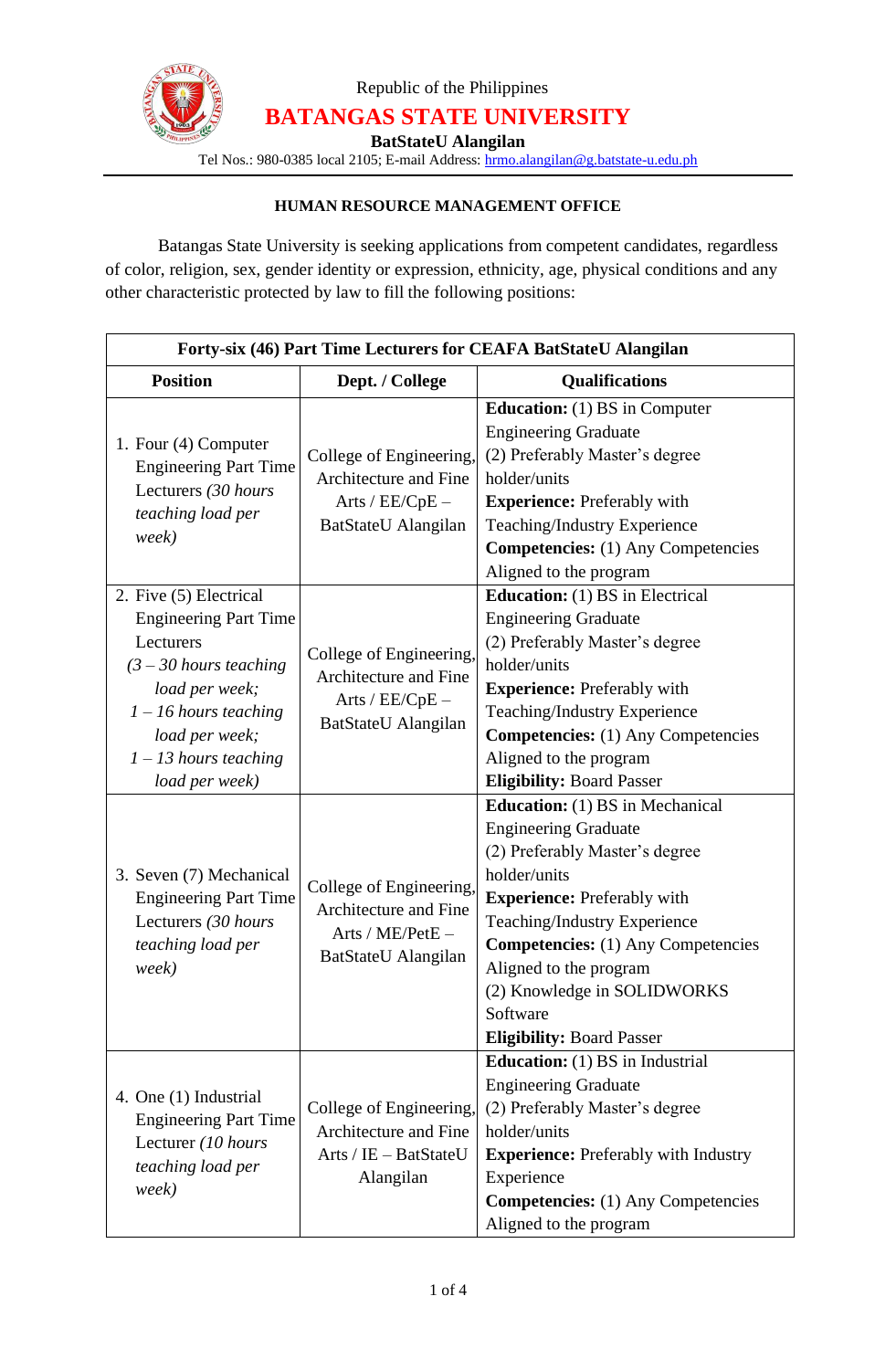Republic of the Philippines

# BATANGAS STATE UNIVERSITY

**BatStateU Alangilan**

Tel Nos.: 980-0385 local 2105; E-mail Address: hrmo.alangilan@g.batstate-u.edu.ph

---

**HUMAN RESOURCE MANAGEMENT OFFICE**

Batangas State University is seeking applications from competent candidates, regardless of color, religion, sex, gender identity or expression, ethnicity, age, physical conditions and any other characteristic protected by law to fill the following positions:

| **Forty-six (46) Part Time Lecturers for CEAFA BatStateU Alangilan** | | |
|---|---|---|
| **Position** | **Dept. / College** | **Qualifications** |
| 1. Four (4) Computer Engineering Part Time Lecturers *(30 hours teaching load per week)* | College of Engineering, Architecture and Fine Arts / EE/CpE – BatStateU Alangilan | **Education:** (1) BS in Computer Engineering Graduate<br>(2) Preferably Master's degree holder/units<br>**Experience:** Preferably with Teaching/Industry Experience<br>**Competencies:** (1) Any Competencies Aligned to the program |
| 2. Five (5) Electrical Engineering Part Time Lecturers<br>*(3 – 30 hours teaching load per week;*<br>*1 – 16 hours teaching load per week;*<br>*1 – 13 hours teaching load per week)* | College of Engineering, Architecture and Fine Arts / EE/CpE – BatStateU Alangilan | **Education:** (1) BS in Electrical Engineering Graduate<br>(2) Preferably Master's degree holder/units<br>**Experience:** Preferably with Teaching/Industry Experience<br>**Competencies:** (1) Any Competencies Aligned to the program<br>**Eligibility:** Board Passer |
| 3. Seven (7) Mechanical Engineering Part Time Lecturers *(30 hours teaching load per week)* | College of Engineering, Architecture and Fine Arts / ME/PetE – BatStateU Alangilan | **Education:** (1) BS in Mechanical Engineering Graduate<br>(2) Preferably Master's degree holder/units<br>**Experience:** Preferably with Teaching/Industry Experience<br>**Competencies:** (1) Any Competencies Aligned to the program<br>(2) Knowledge in SOLIDWORKS Software<br>**Eligibility:** Board Passer |
| 4. One (1) Industrial Engineering Part Time Lecturer *(10 hours teaching load per week)* | College of Engineering, Architecture and Fine Arts / IE – BatStateU Alangilan | **Education:** (1) BS in Industrial Engineering Graduate<br>(2) Preferably Master's degree holder/units<br>**Experience:** Preferably with Industry Experience<br>**Competencies:** (1) Any Competencies Aligned to the program |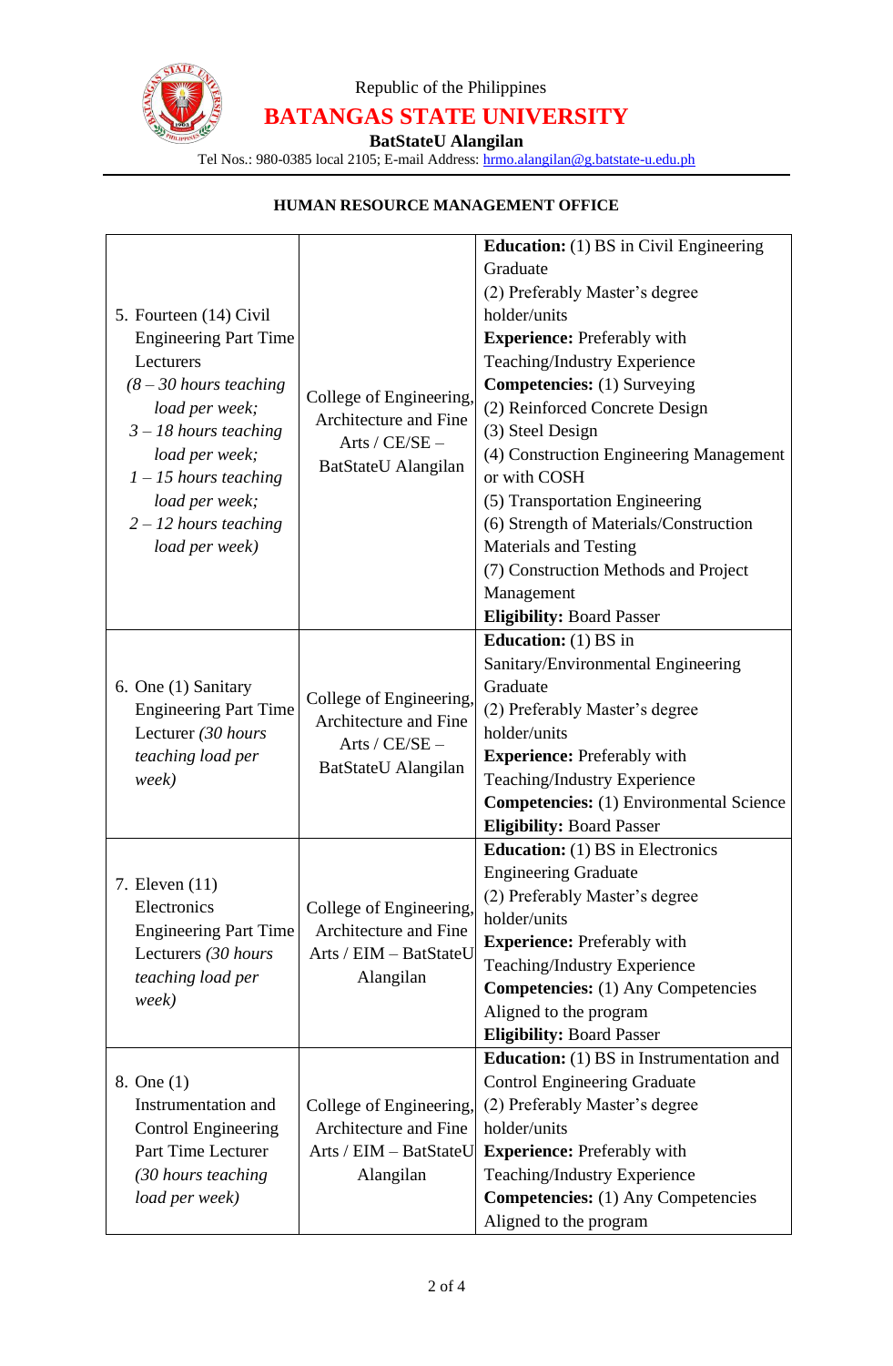Republic of the Philippines

**BATANGAS STATE UNIVERSITY**

**BatStateU Alangilan**

Tel Nos.: 980-0385 local 2105; E-mail Address: hrmo.alangilan@g.batstate-u.edu.ph

**HUMAN RESOURCE MANAGEMENT OFFICE**

| | | |
|---|---|---|
| 5. Fourteen (14) Civil Engineering Part Time Lecturers *(8 – 30 hours teaching load per week; 3 – 18 hours teaching load per week; 1 – 15 hours teaching load per week; 2 – 12 hours teaching load per week)* | College of Engineering, Architecture and Fine Arts / CE/SE – BatStateU Alangilan | **Education:** (1) BS in Civil Engineering Graduate<br>(2) Preferably Master's degree holder/units<br>**Experience:** Preferably with Teaching/Industry Experience<br>**Competencies:** (1) Surveying<br>(2) Reinforced Concrete Design<br>(3) Steel Design<br>(4) Construction Engineering Management or with COSH<br>(5) Transportation Engineering<br>(6) Strength of Materials/Construction Materials and Testing<br>(7) Construction Methods and Project Management<br>**Eligibility:** Board Passer |
| 6. One (1) Sanitary Engineering Part Time Lecturer *(30 hours teaching load per week)* | College of Engineering, Architecture and Fine Arts / CE/SE – BatStateU Alangilan | **Education:** (1) BS in Sanitary/Environmental Engineering Graduate<br>(2) Preferably Master's degree holder/units<br>**Experience:** Preferably with Teaching/Industry Experience<br>**Competencies:** (1) Environmental Science<br>**Eligibility:** Board Passer |
| 7. Eleven (11) Electronics Engineering Part Time Lecturers *(30 hours teaching load per week)* | College of Engineering, Architecture and Fine Arts / EIM – BatStateU Alangilan | **Education:** (1) BS in Electronics Engineering Graduate<br>(2) Preferably Master's degree holder/units<br>**Experience:** Preferably with Teaching/Industry Experience<br>**Competencies:** (1) Any Competencies Aligned to the program<br>**Eligibility:** Board Passer |
| 8. One (1) Instrumentation and Control Engineering Part Time Lecturer *(30 hours teaching load per week)* | College of Engineering, Architecture and Fine Arts / EIM – BatStateU Alangilan | **Education:** (1) BS in Instrumentation and Control Engineering Graduate<br>(2) Preferably Master's degree holder/units<br>**Experience:** Preferably with Teaching/Industry Experience<br>**Competencies:** (1) Any Competencies Aligned to the program |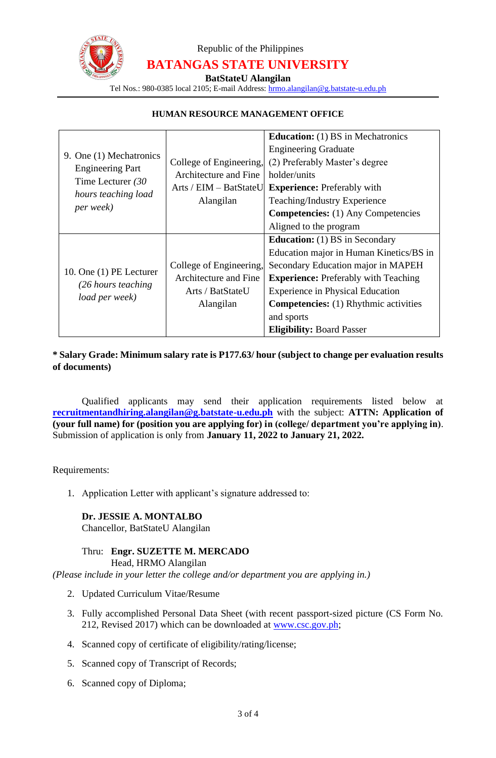Republic of the Philippines

**BATANGAS STATE UNIVERSITY**

**BatStateU Alangilan**

Tel Nos.: 980-0385 local 2105; E-mail Address: hrmo.alangilan@g.batstate-u.edu.ph

**HUMAN RESOURCE MANAGEMENT OFFICE**

| | | |
|---|---|---|
| 9. One (1) Mechatronics Engineering Part Time Lecturer *(30 hours teaching load per week)* | College of Engineering, Architecture and Fine Arts / EIM – BatStateU Alangilan | **Education:** (1) BS in Mechatronics Engineering Graduate (2) Preferably Master's degree holder/units **Experience:** Preferably with Teaching/Industry Experience **Competencies:** (1) Any Competencies Aligned to the program |
| 10. One (1) PE Lecturer *(26 hours teaching load per week)* | College of Engineering, Architecture and Fine Arts / BatStateU Alangilan | **Education:** (1) BS in Secondary Education major in Human Kinetics/BS in Secondary Education major in MAPEH **Experience:** Preferably with Teaching Experience in Physical Education **Competencies:** (1) Rhythmic activities and sports **Eligibility:** Board Passer |

**\* Salary Grade: Minimum salary rate is P177.63/ hour (subject to change per evaluation results of documents)**

Qualified applicants may send their application requirements listed below at **recruitmentandhiring.alangilan@g.batstate-u.edu.ph** with the subject: **ATTN: Application of (your full name) for (position you are applying for) in (college/ department you're applying in)**. Submission of application is only from **January 11, 2022 to January 21, 2022.**

Requirements:

1. Application Letter with applicant's signature addressed to:

   **Dr. JESSIE A. MONTALBO**
   Chancellor, BatStateU Alangilan

   Thru: **Engr. SUZETTE M. MERCADO**
   Head, HRMO Alangilan

*(Please include in your letter the college and/or department you are applying in.)*

2. Updated Curriculum Vitae/Resume
3. Fully accomplished Personal Data Sheet (with recent passport-sized picture (CS Form No. 212, Revised 2017) which can be downloaded at www.csc.gov.ph;
4. Scanned copy of certificate of eligibility/rating/license;
5. Scanned copy of Transcript of Records;
6. Scanned copy of Diploma;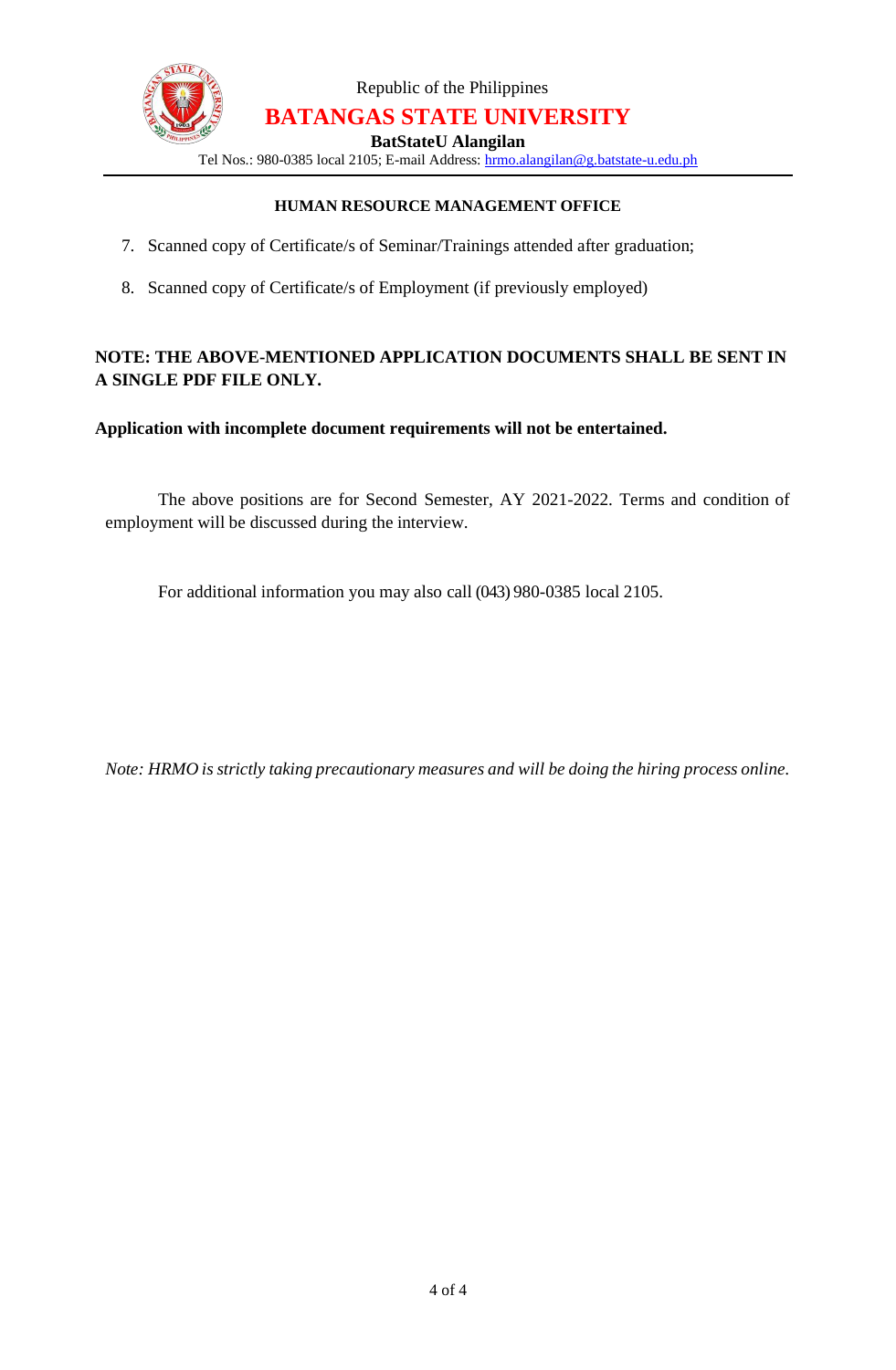Republic of the Philippines

**BATANGAS STATE UNIVERSITY**

**BatStateU Alangilan**

Tel Nos.: 980-0385 local 2105; E-mail Address: hrmo.alangilan@g.batstate-u.edu.ph

**HUMAN RESOURCE MANAGEMENT OFFICE**

7. Scanned copy of Certificate/s of Seminar/Trainings attended after graduation;
8. Scanned copy of Certificate/s of Employment (if previously employed)

**NOTE: THE ABOVE-MENTIONED APPLICATION DOCUMENTS SHALL BE SENT IN A SINGLE PDF FILE ONLY.**

**Application with incomplete document requirements will not be entertained.**

The above positions are for Second Semester, AY 2021-2022. Terms and condition of employment will be discussed during the interview.

For additional information you may also call (043) 980-0385 local 2105.

*Note: HRMO is strictly taking precautionary measures and will be doing the hiring process online.*